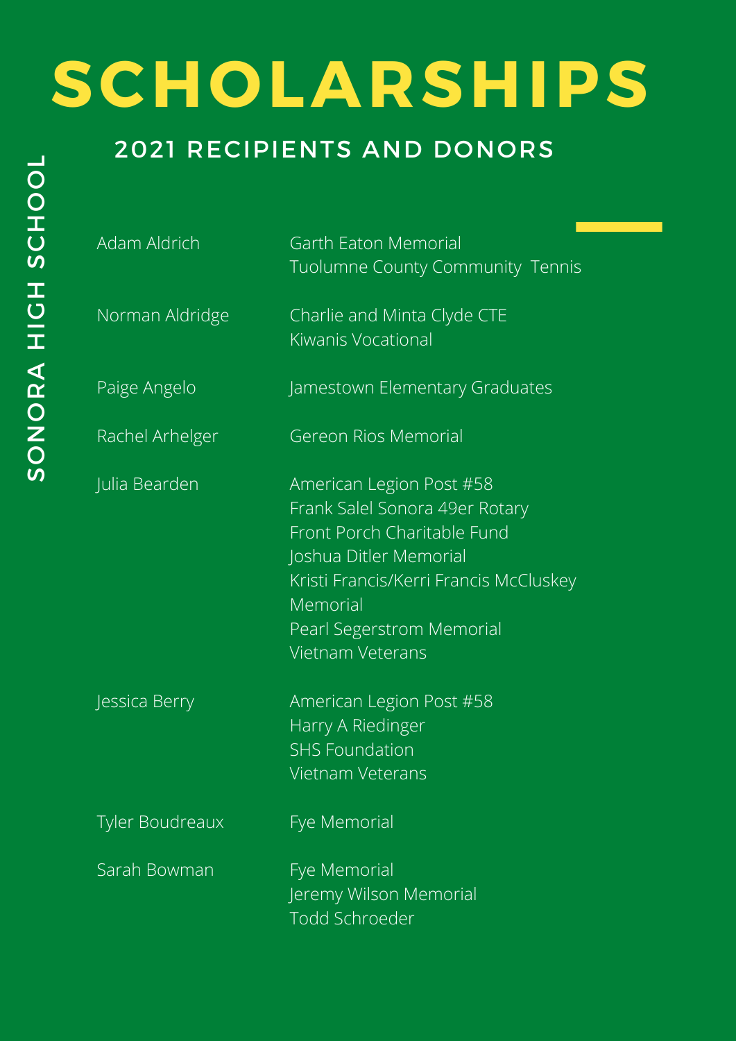# SCHOLARSHIPS

## 2021 RECIPIENTS AND DONORS

SONORA HIGH SCHOOL

| Recipient | Donors |
|---|---|
| Adam Aldrich | Garth Eaton Memorial<br>Tuolumne County Community Tennis |
| Norman Aldridge | Charlie and Minta Clyde CTE<br>Kiwanis Vocational |
| Paige Angelo | Jamestown Elementary Graduates |
| Rachel Arhelger | Gereon Rios Memorial |
| Julia Bearden | American Legion Post #58<br>Frank Salel Sonora 49er Rotary<br>Front Porch Charitable Fund<br>Joshua Ditler Memorial<br>Kristi Francis/Kerri Francis McCluskey Memorial<br>Pearl Segerstrom Memorial<br>Vietnam Veterans |
| Jessica Berry | American Legion Post #58<br>Harry A Riedinger<br>SHS Foundation<br>Vietnam Veterans |
| Tyler Boudreaux | Fye Memorial |
| Sarah Bowman | Fye Memorial<br>Jeremy Wilson Memorial<br>Todd Schroeder |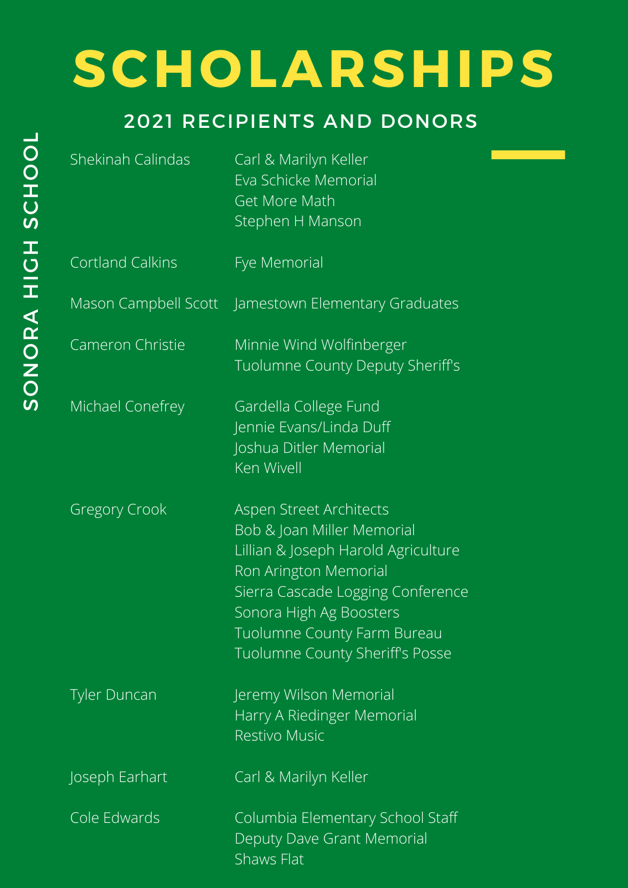# SCHOLARSHIPS

## 2021 RECIPIENTS AND DONORS

SONORA HIGH SCHOOL

| Recipient | Donors |
| --- | --- |
| Shekinah Calindas | Carl & Marilyn Keller<br>Eva Schicke Memorial<br>Get More Math<br>Stephen H Manson |
| Cortland Calkins | Fye Memorial |
| Mason Campbell Scott | Jamestown Elementary Graduates |
| Cameron Christie | Minnie Wind Wolfinberger<br>Tuolumne County Deputy Sheriff's |
| Michael Conefrey | Gardella College Fund<br>Jennie Evans/Linda Duff<br>Joshua Ditler Memorial<br>Ken Wivell |
| Gregory Crook | Aspen Street Architects<br>Bob & Joan Miller Memorial<br>Lillian & Joseph Harold Agriculture<br>Ron Arington Memorial<br>Sierra Cascade Logging Conference<br>Sonora High Ag Boosters<br>Tuolumne County Farm Bureau<br>Tuolumne County Sheriff's Posse |
| Tyler Duncan | Jeremy Wilson Memorial<br>Harry A Riedinger Memorial<br>Restivo Music |
| Joseph Earhart | Carl & Marilyn Keller |
| Cole Edwards | Columbia Elementary School Staff<br>Deputy Dave Grant Memorial<br>Shaws Flat |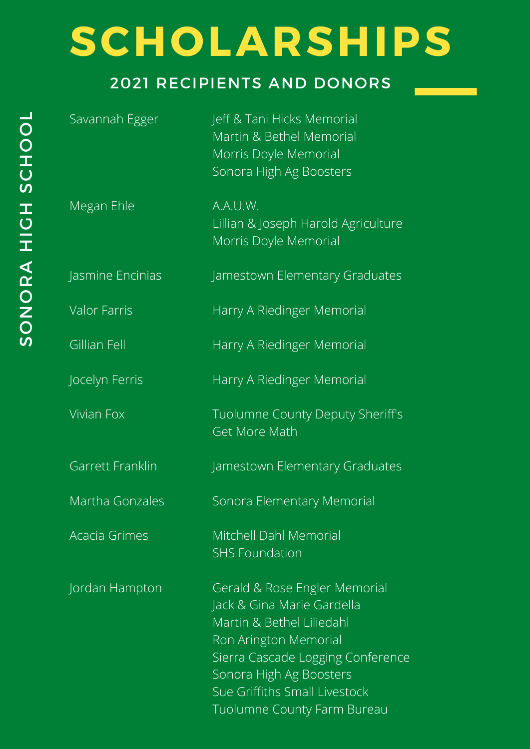# SCHOLARSHIPS

## 2021 RECIPIENTS AND DONORS

SONORA HIGH SCHOOL

| Recipient | Donors |
| --- | --- |
| Savannah Egger | Jeff & Tani Hicks Memorial<br>Martin & Bethel Memorial<br>Morris Doyle Memorial<br>Sonora High Ag Boosters |
| Megan Ehle | A.A.U.W.<br>Lillian & Joseph Harold Agriculture<br>Morris Doyle Memorial |
| Jasmine Encinias | Jamestown Elementary Graduates |
| Valor Farris | Harry A Riedinger Memorial |
| Gillian Fell | Harry A Riedinger Memorial |
| Jocelyn Ferris | Harry A Riedinger Memorial |
| Vivian Fox | Tuolumne County Deputy Sheriff's<br>Get More Math |
| Garrett Franklin | Jamestown Elementary Graduates |
| Martha Gonzales | Sonora Elementary Memorial |
| Acacia Grimes | Mitchell Dahl Memorial<br>SHS Foundation |
| Jordan Hampton | Gerald & Rose Engler Memorial<br>Jack & Gina Marie Gardella<br>Martin & Bethel Liliedahl<br>Ron Arington Memorial<br>Sierra Cascade Logging Conference<br>Sonora High Ag Boosters<br>Sue Griffiths Small Livestock<br>Tuolumne County Farm Bureau |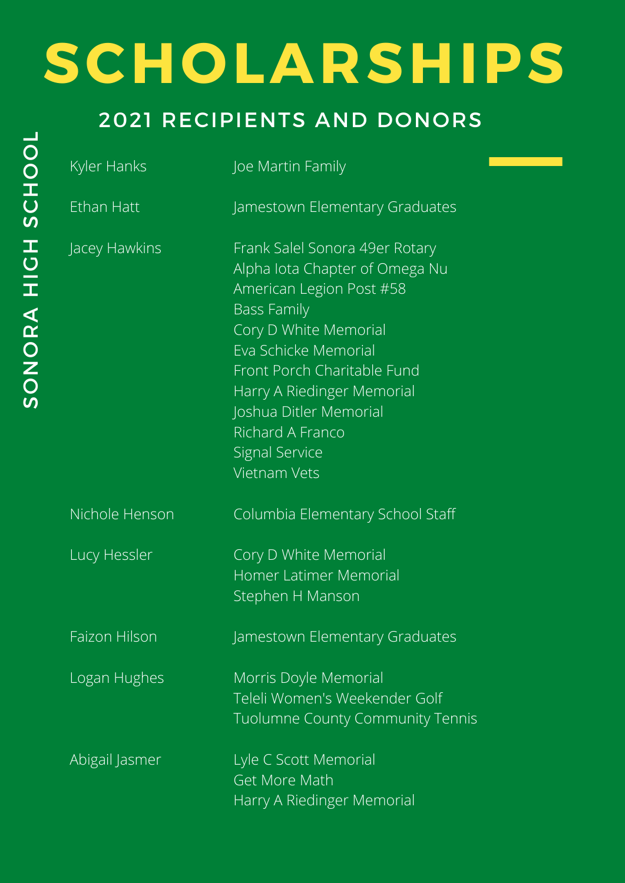# SCHOLARSHIPS

## 2021 RECIPIENTS AND DONORS

SONORA HIGH SCHOOL

| Recipient | Donor |
| --- | --- |
| Kyler Hanks | Joe Martin Family |
| Ethan Hatt | Jamestown Elementary Graduates |
| Jacey Hawkins | Frank Salel Sonora 49er Rotary<br>Alpha Iota Chapter of Omega Nu<br>American Legion Post #58<br>Bass Family<br>Cory D White Memorial<br>Eva Schicke Memorial<br>Front Porch Charitable Fund<br>Harry A Riedinger Memorial<br>Joshua Ditler Memorial<br>Richard A Franco<br>Signal Service<br>Vietnam Vets |
| Nichole Henson | Columbia Elementary School Staff |
| Lucy Hessler | Cory D White Memorial<br>Homer Latimer Memorial<br>Stephen H Manson |
| Faizon Hilson | Jamestown Elementary Graduates |
| Logan Hughes | Morris Doyle Memorial<br>Teleli Women's Weekender Golf<br>Tuolumne County Community Tennis |
| Abigail Jasmer | Lyle C Scott Memorial<br>Get More Math<br>Harry A Riedinger Memorial |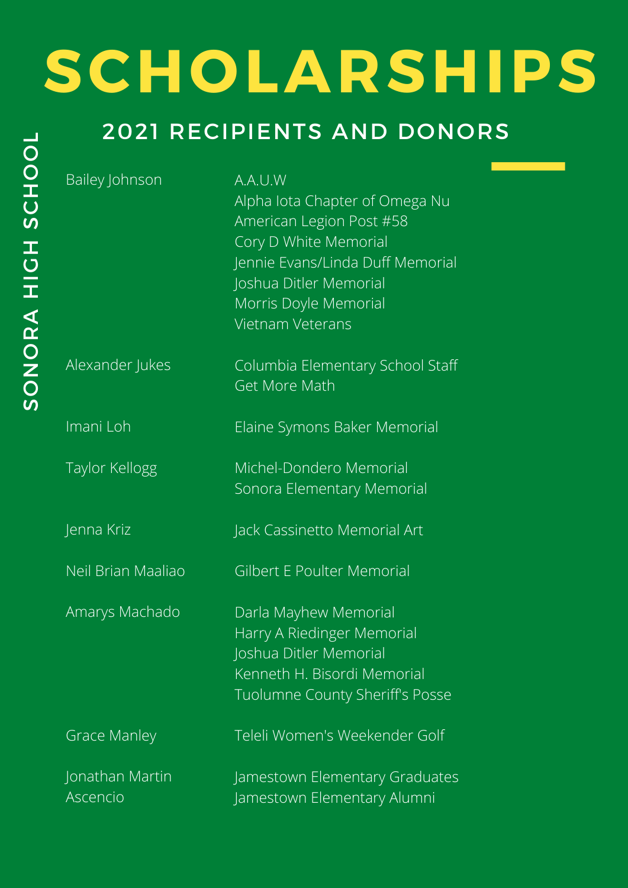# SCHOLARSHIPS

## 2021 RECIPIENTS AND DONORS

SONORA HIGH SCHOOL

| Recipient | Donors |
| --- | --- |
| Bailey Johnson | A.A.U.W<br>Alpha Iota Chapter of Omega Nu<br>American Legion Post #58<br>Cory D White Memorial<br>Jennie Evans/Linda Duff Memorial<br>Joshua Ditler Memorial<br>Morris Doyle Memorial<br>Vietnam Veterans |
| Alexander Jukes | Columbia Elementary School Staff<br>Get More Math |
| Imani Loh | Elaine Symons Baker Memorial |
| Taylor Kellogg | Michel-Dondero Memorial<br>Sonora Elementary Memorial |
| Jenna Kriz | Jack Cassinetto Memorial Art |
| Neil Brian Maaliao | Gilbert E Poulter Memorial |
| Amarys Machado | Darla Mayhew Memorial<br>Harry A Riedinger Memorial<br>Joshua Ditler Memorial<br>Kenneth H. Bisordi Memorial<br>Tuolumne County Sheriff's Posse |
| Grace Manley | Teleli Women's Weekender Golf |
| Jonathan Martin Ascencio | Jamestown Elementary Graduates<br>Jamestown Elementary Alumni |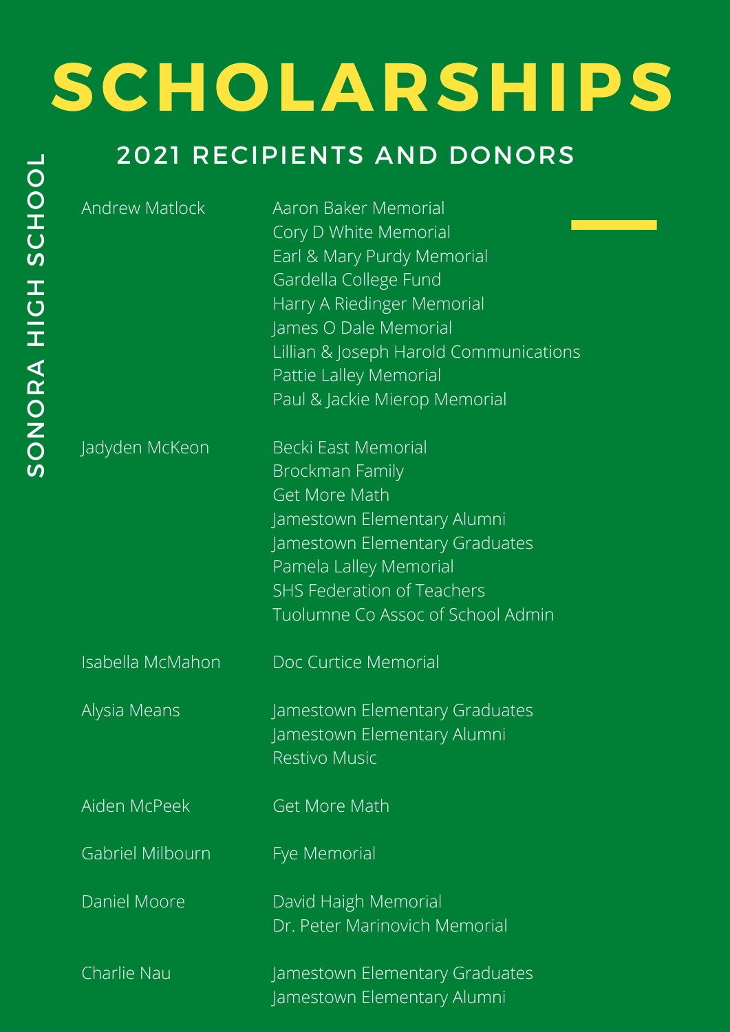# SCHOLARSHIPS

SONORA HIGH SCHOOL

## 2021 RECIPIENTS AND DONORS

| Recipient | Donors |
|---|---|
| Andrew Matlock | Aaron Baker Memorial<br>Cory D White Memorial<br>Earl & Mary Purdy Memorial<br>Gardella College Fund<br>Harry A Riedinger Memorial<br>James O Dale Memorial<br>Lillian & Joseph Harold Communications<br>Pattie Lalley Memorial<br>Paul & Jackie Mierop Memorial |
| Jadyden McKeon | Becki East Memorial<br>Brockman Family<br>Get More Math<br>Jamestown Elementary Alumni<br>Jamestown Elementary Graduates<br>Pamela Lalley Memorial<br>SHS Federation of Teachers<br>Tuolumne Co Assoc of School Admin |
| Isabella McMahon | Doc Curtice Memorial |
| Alysia Means | Jamestown Elementary Graduates<br>Jamestown Elementary Alumni<br>Restivo Music |
| Aiden McPeek | Get More Math |
| Gabriel Milbourn | Fye Memorial |
| Daniel Moore | David Haigh Memorial<br>Dr. Peter Marinovich Memorial |
| Charlie Nau | Jamestown Elementary Graduates<br>Jamestown Elementary Alumni |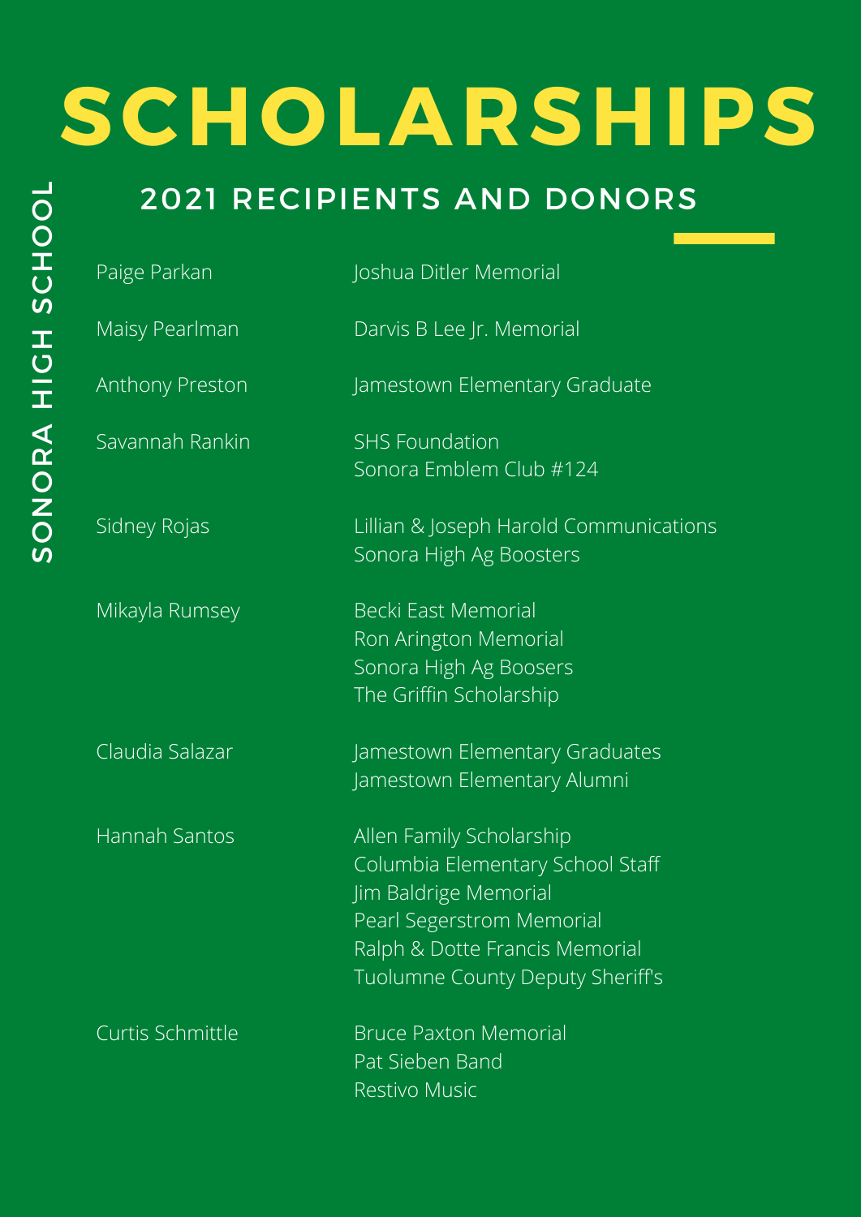# SCHOLARSHIPS

SONORA HIGH SCHOOL

## 2021 RECIPIENTS AND DONORS

| Recipient | Donor |
|---|---|
| Paige Parkan | Joshua Ditler Memorial |
| Maisy Pearlman | Darvis B Lee Jr. Memorial |
| Anthony Preston | Jamestown Elementary Graduate |
| Savannah Rankin | SHS Foundation<br>Sonora Emblem Club #124 |
| Sidney Rojas | Lillian & Joseph Harold Communications<br>Sonora High Ag Boosters |
| Mikayla Rumsey | Becki East Memorial<br>Ron Arington Memorial<br>Sonora High Ag Boosers<br>The Griffin Scholarship |
| Claudia Salazar | Jamestown Elementary Graduates<br>Jamestown Elementary Alumni |
| Hannah Santos | Allen Family Scholarship<br>Columbia Elementary School Staff<br>Jim Baldrige Memorial<br>Pearl Segerstrom Memorial<br>Ralph & Dotte Francis Memorial<br>Tuolumne County Deputy Sheriff's |
| Curtis Schmittle | Bruce Paxton Memorial<br>Pat Sieben Band<br>Restivo Music |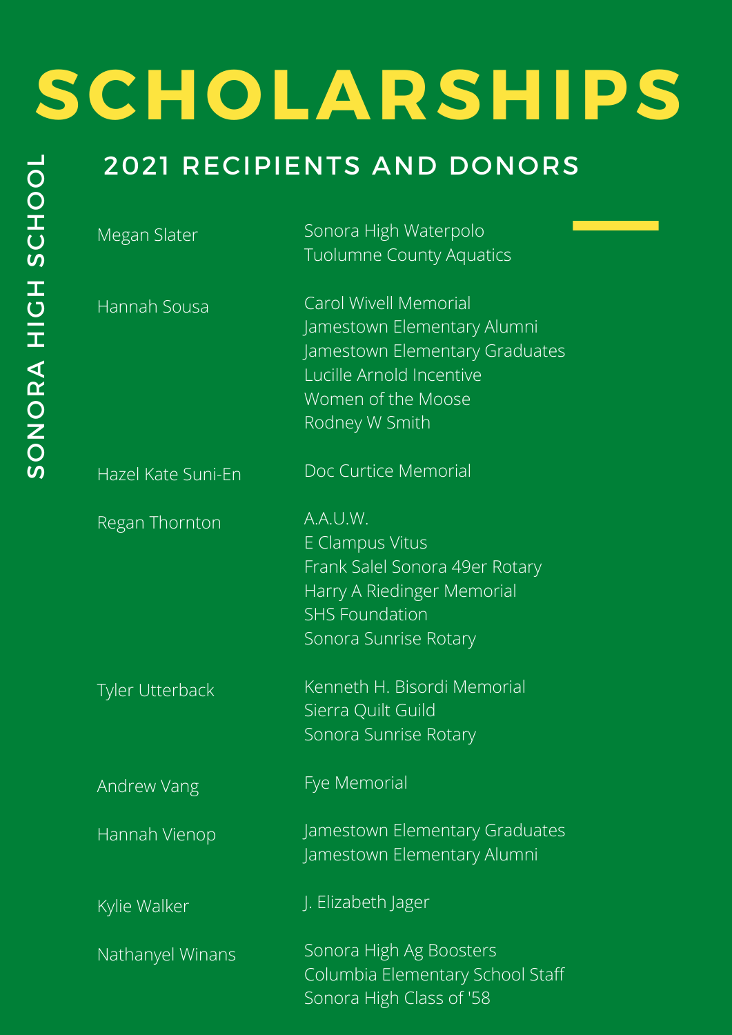# SCHOLARSHIPS

## 2021 RECIPIENTS AND DONORS

SONORA HIGH SCHOOL

| Recipient | Donors |
|---|---|
| Megan Slater | Sonora High Waterpolo<br>Tuolumne County Aquatics |
| Hannah Sousa | Carol Wivell Memorial<br>Jamestown Elementary Alumni<br>Jamestown Elementary Graduates<br>Lucille Arnold Incentive<br>Women of the Moose<br>Rodney W Smith |
| Hazel Kate Suni-En | Doc Curtice Memorial |
| Regan Thornton | A.A.U.W.<br>E Clampus Vitus<br>Frank Salel Sonora 49er Rotary<br>Harry A Riedinger Memorial<br>SHS Foundation<br>Sonora Sunrise Rotary |
| Tyler Utterback | Kenneth H. Bisordi Memorial<br>Sierra Quilt Guild<br>Sonora Sunrise Rotary |
| Andrew Vang | Fye Memorial |
| Hannah Vienop | Jamestown Elementary Graduates<br>Jamestown Elementary Alumni |
| Kylie Walker | J. Elizabeth Jager |
| Nathanyel Winans | Sonora High Ag Boosters<br>Columbia Elementary School Staff<br>Sonora High Class of '58 |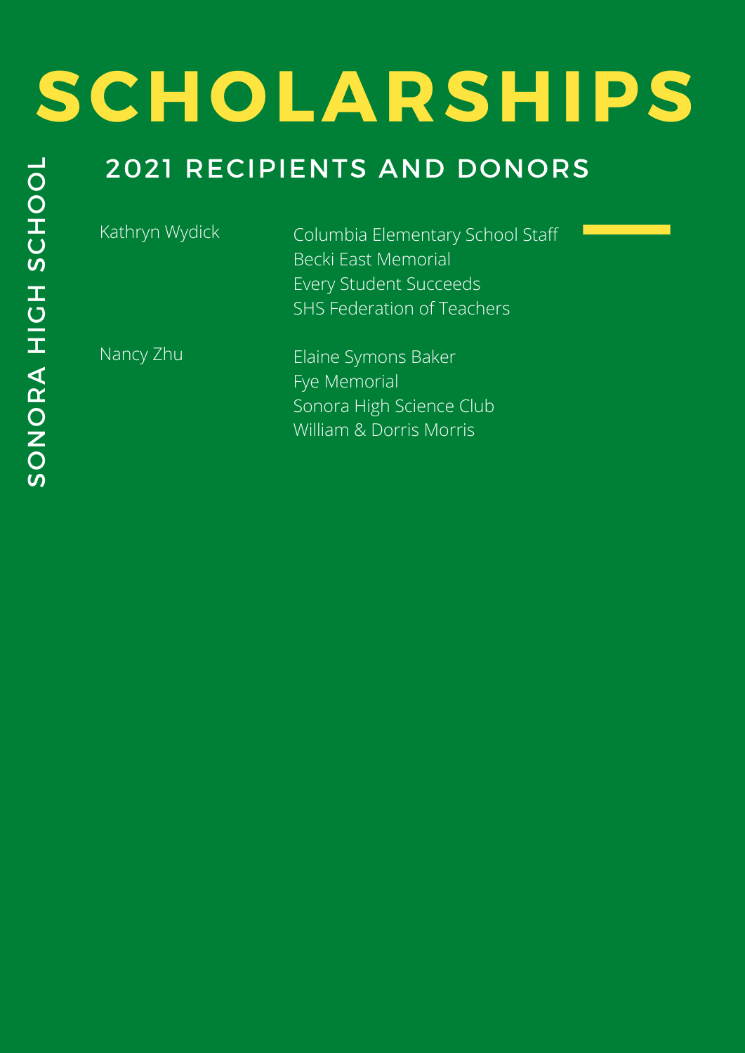# SCHOLARSHIPS

SONORA HIGH SCHOOL

## 2021 RECIPIENTS AND DONORS

| | |
|---|---|
| Kathryn Wydick | Columbia Elementary School Staff<br>Becki East Memorial<br>Every Student Succeeds<br>SHS Federation of Teachers |
| Nancy Zhu | Elaine Symons Baker<br>Fye Memorial<br>Sonora High Science Club<br>William & Dorris Morris |